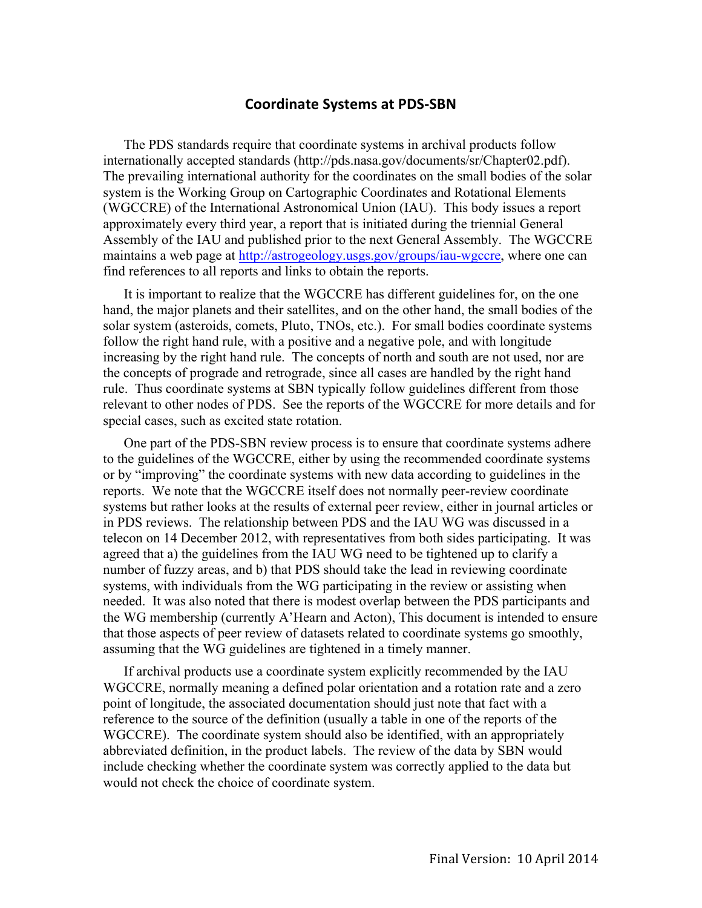# Coordinate Systems at PDS-SBN

The PDS standards require that coordinate systems in archival products follow internationally accepted standards (http://pds.nasa.gov/documents/sr/Chapter02.pdf). The prevailing international authority for the coordinates on the small bodies of the solar system is the Working Group on Cartographic Coordinates and Rotational Elements (WGCCRE) of the International Astronomical Union (IAU). This body issues a report approximately every third year, a report that is initiated during the triennial General Assembly of the IAU and published prior to the next General Assembly. The WGCCRE maintains a web page at http://astrogeology.usgs.gov/groups/iau-wgccre, where one can find references to all reports and links to obtain the reports.

It is important to realize that the WGCCRE has different guidelines for, on the one hand, the major planets and their satellites, and on the other hand, the small bodies of the solar system (asteroids, comets, Pluto, TNOs, etc.). For small bodies coordinate systems follow the right hand rule, with a positive and a negative pole, and with longitude increasing by the right hand rule. The concepts of north and south are not used, nor are the concepts of prograde and retrograde, since all cases are handled by the right hand rule. Thus coordinate systems at SBN typically follow guidelines different from those relevant to other nodes of PDS. See the reports of the WGCCRE for more details and for special cases, such as excited state rotation.

One part of the PDS-SBN review process is to ensure that coordinate systems adhere to the guidelines of the WGCCRE, either by using the recommended coordinate systems or by "improving" the coordinate systems with new data according to guidelines in the reports. We note that the WGCCRE itself does not normally peer-review coordinate systems but rather looks at the results of external peer review, either in journal articles or in PDS reviews. The relationship between PDS and the IAU WG was discussed in a telecon on 14 December 2012, with representatives from both sides participating. It was agreed that a) the guidelines from the IAU WG need to be tightened up to clarify a number of fuzzy areas, and b) that PDS should take the lead in reviewing coordinate systems, with individuals from the WG participating in the review or assisting when needed. It was also noted that there is modest overlap between the PDS participants and the WG membership (currently A'Hearn and Acton), This document is intended to ensure that those aspects of peer review of datasets related to coordinate systems go smoothly, assuming that the WG guidelines are tightened in a timely manner.

If archival products use a coordinate system explicitly recommended by the IAU WGCCRE, normally meaning a defined polar orientation and a rotation rate and a zero point of longitude, the associated documentation should just note that fact with a reference to the source of the definition (usually a table in one of the reports of the WGCCRE). The coordinate system should also be identified, with an appropriately abbreviated definition, in the product labels. The review of the data by SBN would include checking whether the coordinate system was correctly applied to the data but would not check the choice of coordinate system.

Final Version: 10 April 2014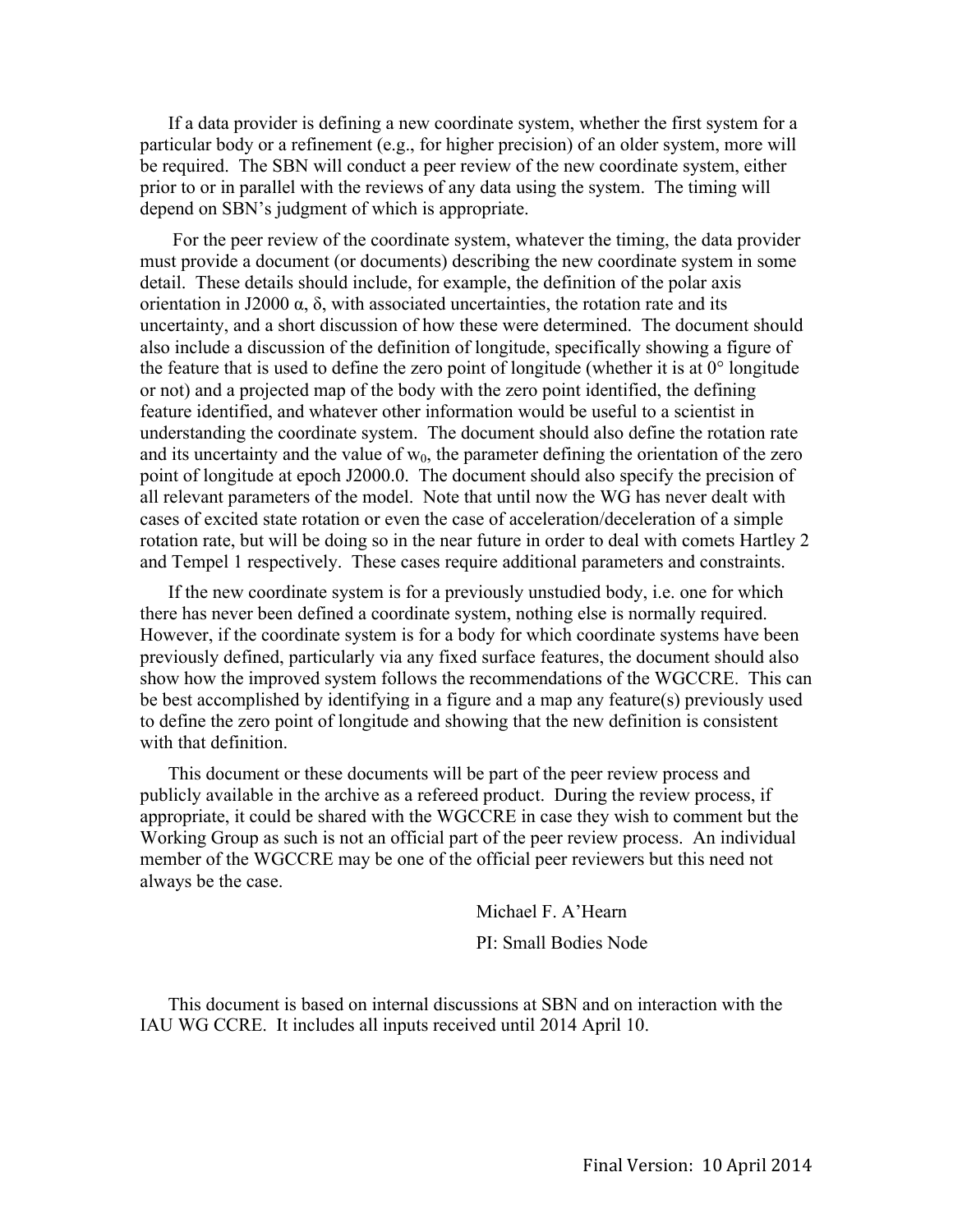If a data provider is defining a new coordinate system, whether the first system for a particular body or a refinement (e.g., for higher precision) of an older system, more will be required. The SBN will conduct a peer review of the new coordinate system, either prior to or in parallel with the reviews of any data using the system. The timing will depend on SBN's judgment of which is appropriate.

For the peer review of the coordinate system, whatever the timing, the data provider must provide a document (or documents) describing the new coordinate system in some detail. These details should include, for example, the definition of the polar axis orientation in J2000 $\alpha$, $\delta$, with associated uncertainties, the rotation rate and its uncertainty, and a short discussion of how these were determined. The document should also include a discussion of the definition of longitude, specifically showing a figure of the feature that is used to define the zero point of longitude (whether it is at 0° longitude or not) and a projected map of the body with the zero point identified, the defining feature identified, and whatever other information would be useful to a scientist in understanding the coordinate system. The document should also define the rotation rate and its uncertainty and the value of $w_0$, the parameter defining the orientation of the zero point of longitude at epoch J2000.0. The document should also specify the precision of all relevant parameters of the model. Note that until now the WG has never dealt with cases of excited state rotation or even the case of acceleration/deceleration of a simple rotation rate, but will be doing so in the near future in order to deal with comets Hartley 2 and Tempel 1 respectively. These cases require additional parameters and constraints.

If the new coordinate system is for a previously unstudied body, i.e. one for which there has never been defined a coordinate system, nothing else is normally required. However, if the coordinate system is for a body for which coordinate systems have been previously defined, particularly via any fixed surface features, the document should also show how the improved system follows the recommendations of the WGCCRE. This can be best accomplished by identifying in a figure and a map any feature(s) previously used to define the zero point of longitude and showing that the new definition is consistent with that definition.

This document or these documents will be part of the peer review process and publicly available in the archive as a refereed product. During the review process, if appropriate, it could be shared with the WGCCRE in case they wish to comment but the Working Group as such is not an official part of the peer review process. An individual member of the WGCCRE may be one of the official peer reviewers but this need not always be the case.

Michael F. A'Hearn

PI: Small Bodies Node

This document is based on internal discussions at SBN and on interaction with the IAU WG CCRE. It includes all inputs received until 2014 April 10.

Final Version: 10 April 2014